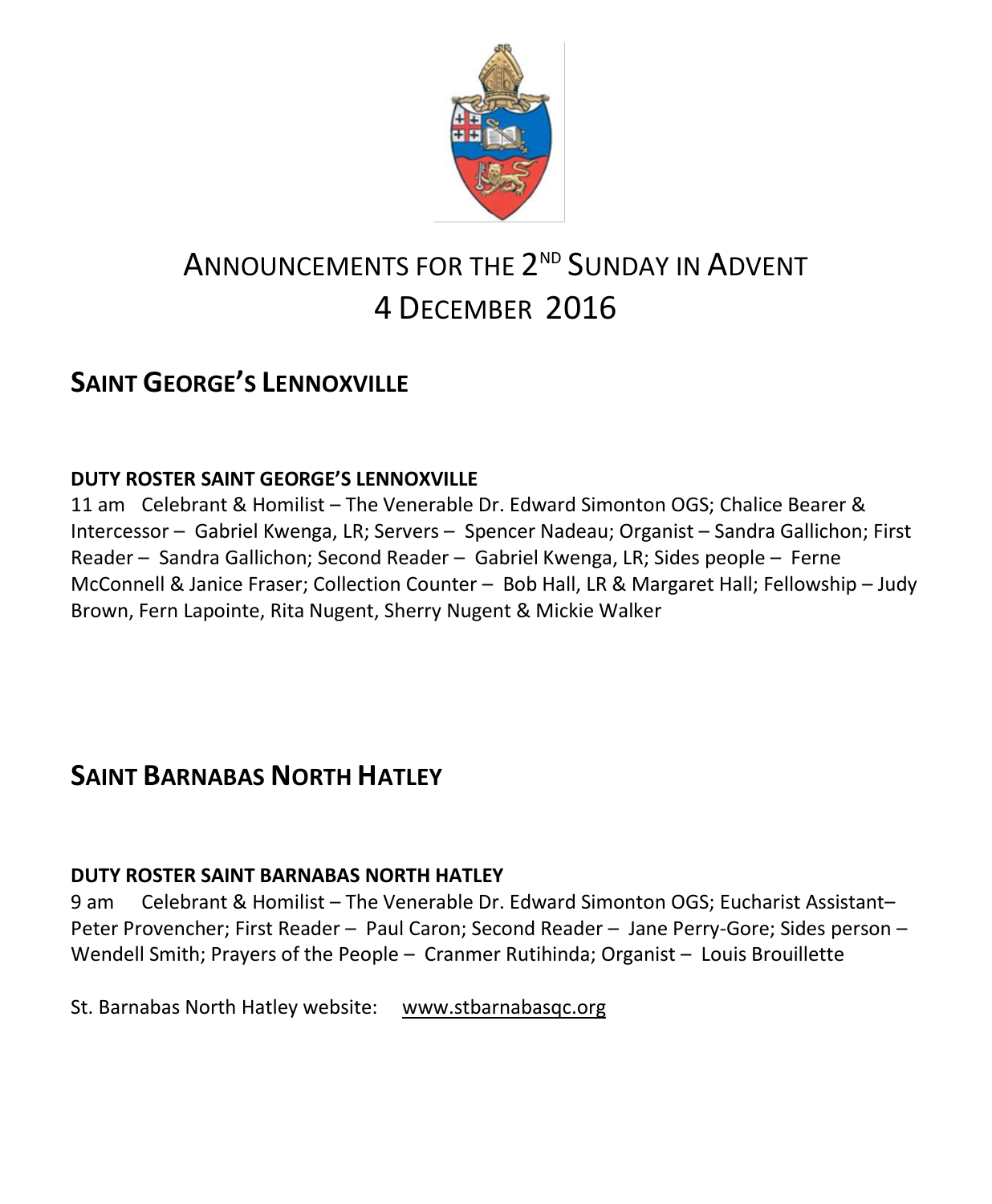# ANNOUNCEMENTS FOR THE 2ND SUNDAY IN ADVENT 4 DECEMBER 2016

## SAINT GEORGE'S LENNOXVILLE

### DUTY ROSTER SAINT GEORGE'S LENNOXVILLE

11 am Celebrant & Homilist – The Venerable Dr. Edward Simonton OGS; Chalice Bearer & Intercessor – Gabriel Kwenga, LR; Servers – Spencer Nadeau; Organist – Sandra Gallichon; First Reader – Sandra Gallichon; Second Reader – Gabriel Kwenga, LR; Sides people – Ferne McConnell & Janice Fraser; Collection Counter – Bob Hall, LR & Margaret Hall; Fellowship – Judy Brown, Fern Lapointe, Rita Nugent, Sherry Nugent & Mickie Walker

## SAINT BARNABAS NORTH HATLEY

### DUTY ROSTER SAINT BARNABAS NORTH HATLEY

9 am Celebrant & Homilist – The Venerable Dr. Edward Simonton OGS; Eucharist Assistant– Peter Provencher; First Reader – Paul Caron; Second Reader – Jane Perry-Gore; Sides person – Wendell Smith; Prayers of the People – Cranmer Rutihinda; Organist – Louis Brouillette

St. Barnabas North Hatley website: www.stbarnabasqc.org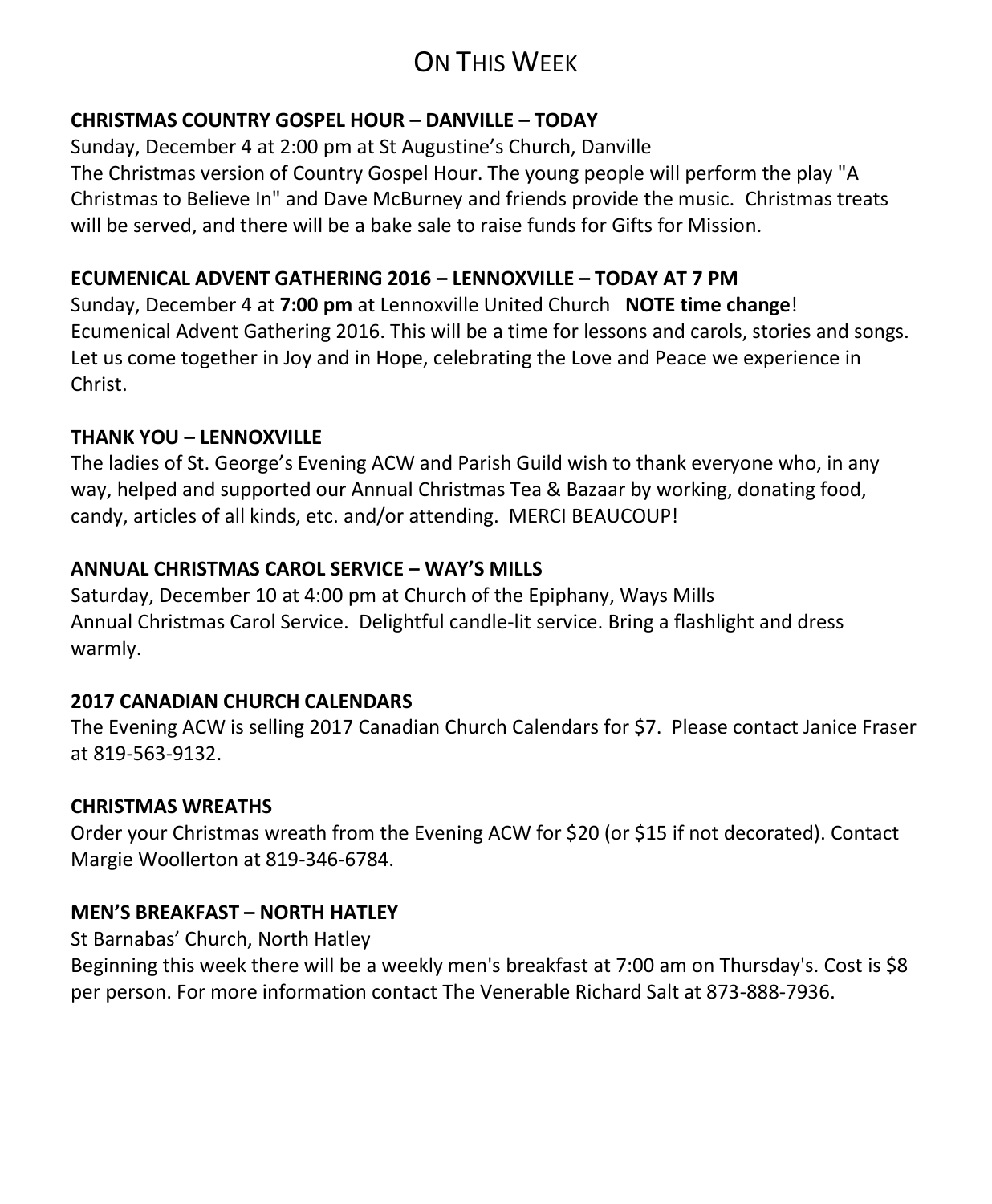# On This Week

**CHRISTMAS COUNTRY GOSPEL HOUR – DANVILLE – TODAY**

Sunday, December 4 at 2:00 pm at St Augustine's Church, Danville
The Christmas version of Country Gospel Hour. The young people will perform the play "A Christmas to Believe In" and Dave McBurney and friends provide the music. Christmas treats will be served, and there will be a bake sale to raise funds for Gifts for Mission.

**ECUMENICAL ADVENT GATHERING 2016 – LENNOXVILLE – TODAY AT 7 PM**

Sunday, December 4 at **7:00 pm** at Lennoxville United Church **NOTE time change**!
Ecumenical Advent Gathering 2016. This will be a time for lessons and carols, stories and songs. Let us come together in Joy and in Hope, celebrating the Love and Peace we experience in Christ.

**THANK YOU – LENNOXVILLE**

The ladies of St. George's Evening ACW and Parish Guild wish to thank everyone who, in any way, helped and supported our Annual Christmas Tea & Bazaar by working, donating food, candy, articles of all kinds, etc. and/or attending. MERCI BEAUCOUP!

**ANNUAL CHRISTMAS CAROL SERVICE – WAY'S MILLS**

Saturday, December 10 at 4:00 pm at Church of the Epiphany, Ways Mills
Annual Christmas Carol Service. Delightful candle-lit service. Bring a flashlight and dress warmly.

**2017 CANADIAN CHURCH CALENDARS**

The Evening ACW is selling 2017 Canadian Church Calendars for $7. Please contact Janice Fraser at 819-563-9132.

**CHRISTMAS WREATHS**

Order your Christmas wreath from the Evening ACW for $20 (or $15 if not decorated). Contact Margie Woollerton at 819-346-6784.

**MEN'S BREAKFAST – NORTH HATLEY**

St Barnabas' Church, North Hatley
Beginning this week there will be a weekly men's breakfast at 7:00 am on Thursday's. Cost is $8 per person. For more information contact The Venerable Richard Salt at 873-888-7936.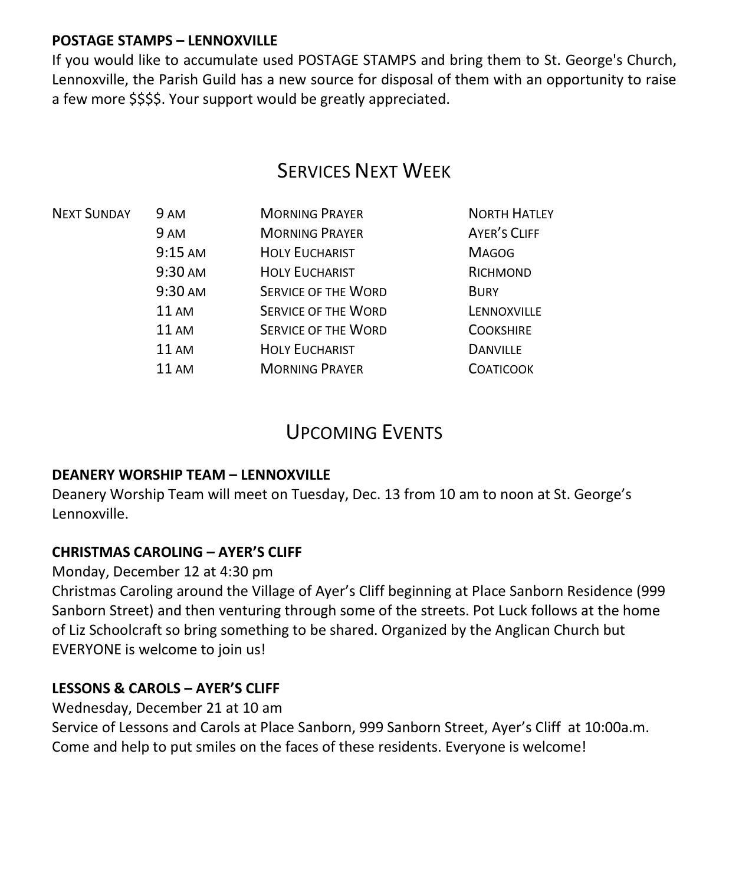**POSTAGE STAMPS – LENNOXVILLE**

If you would like to accumulate used POSTAGE STAMPS and bring them to St. George's Church, Lennoxville, the Parish Guild has a new source for disposal of them with an opportunity to raise a few more $$$$. Your support would be greatly appreciated.

## Services Next Week

| | | | |
|---|---|---|---|
| Next Sunday | 9 AM | Morning Prayer | North Hatley |
| | 9 AM | Morning Prayer | Ayer's Cliff |
| | 9:15 AM | Holy Eucharist | Magog |
| | 9:30 AM | Holy Eucharist | Richmond |
| | 9:30 AM | Service of the Word | Bury |
| | 11 AM | Service of the Word | Lennoxville |
| | 11 AM | Service of the Word | Cookshire |
| | 11 AM | Holy Eucharist | Danville |
| | 11 AM | Morning Prayer | Coaticook |

## Upcoming Events

**DEANERY WORSHIP TEAM – LENNOXVILLE**

Deanery Worship Team will meet on Tuesday, Dec. 13 from 10 am to noon at St. George's Lennoxville.

**CHRISTMAS CAROLING – AYER'S CLIFF**

Monday, December 12 at 4:30 pm

Christmas Caroling around the Village of Ayer's Cliff beginning at Place Sanborn Residence (999 Sanborn Street) and then venturing through some of the streets. Pot Luck follows at the home of Liz Schoolcraft so bring something to be shared. Organized by the Anglican Church but EVERYONE is welcome to join us!

**LESSONS & CAROLS – AYER'S CLIFF**

Wednesday, December 21 at 10 am

Service of Lessons and Carols at Place Sanborn, 999 Sanborn Street, Ayer's Cliff at 10:00a.m. Come and help to put smiles on the faces of these residents. Everyone is welcome!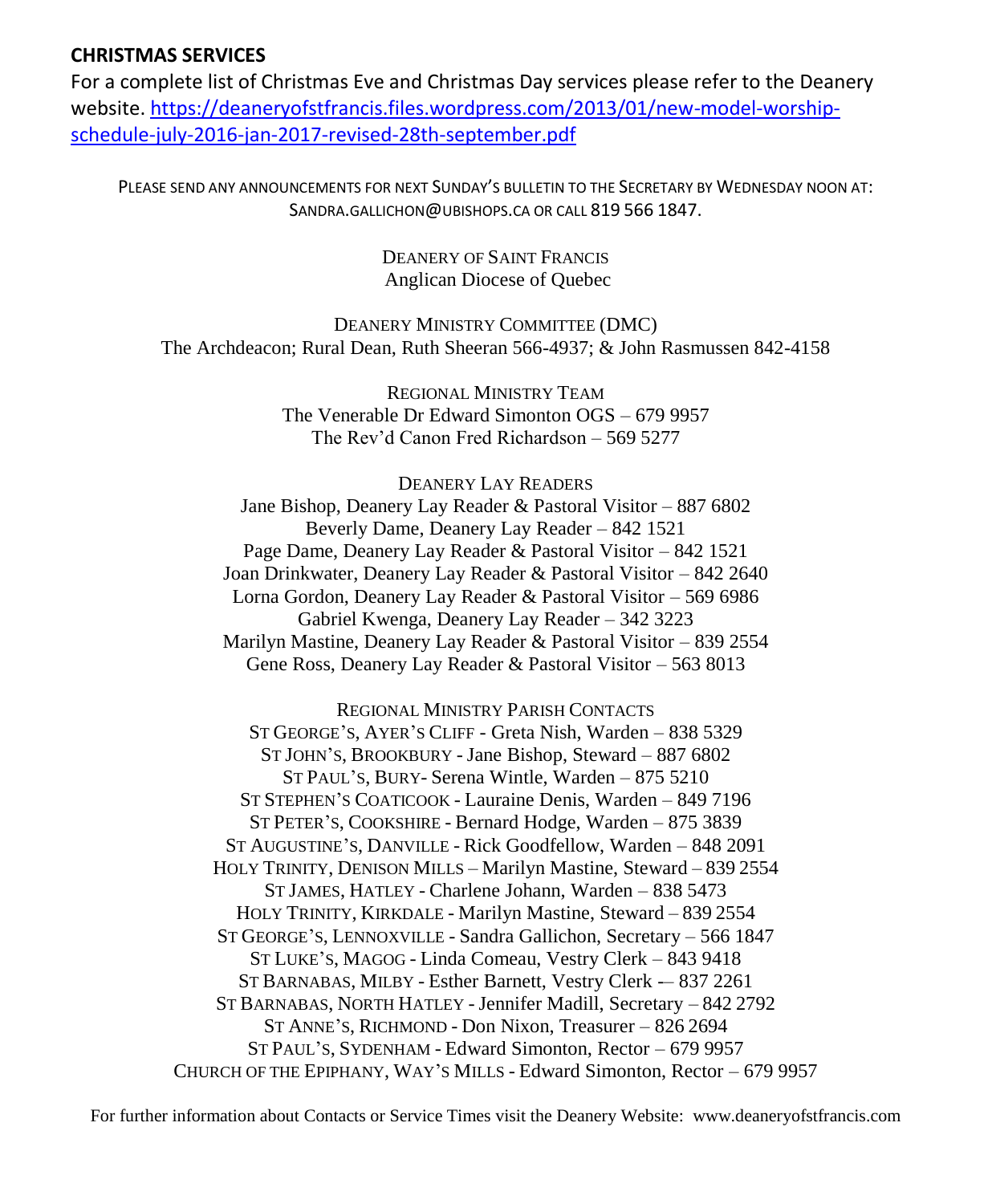## CHRISTMAS SERVICES

For a complete list of Christmas Eve and Christmas Day services please refer to the Deanery website. [https://deaneryofstfrancis.files.wordpress.com/2013/01/new-model-worship-schedule-july-2016-jan-2017-revised-28th-september.pdf](https://deaneryofstfrancis.files.wordpress.com/2013/01/new-model-worship-schedule-july-2016-jan-2017-revised-28th-september.pdf)

PLEASE SEND ANY ANNOUNCEMENTS FOR NEXT SUNDAY'S BULLETIN TO THE SECRETARY BY WEDNESDAY NOON AT: SANDRA.GALLICHON@UBISHOPS.CA OR CALL 819 566 1847.

DEANERY OF SAINT FRANCIS
Anglican Diocese of Quebec

DEANERY MINISTRY COMMITTEE (DMC)
The Archdeacon; Rural Dean, Ruth Sheeran 566-4937; & John Rasmussen 842-4158

REGIONAL MINISTRY TEAM
The Venerable Dr Edward Simonton OGS – 679 9957
The Rev'd Canon Fred Richardson – 569 5277

DEANERY LAY READERS
Jane Bishop, Deanery Lay Reader & Pastoral Visitor – 887 6802
Beverly Dame, Deanery Lay Reader – 842 1521
Page Dame, Deanery Lay Reader & Pastoral Visitor – 842 1521
Joan Drinkwater, Deanery Lay Reader & Pastoral Visitor – 842 2640
Lorna Gordon, Deanery Lay Reader & Pastoral Visitor – 569 6986
Gabriel Kwenga, Deanery Lay Reader – 342 3223
Marilyn Mastine, Deanery Lay Reader & Pastoral Visitor – 839 2554
Gene Ross, Deanery Lay Reader & Pastoral Visitor – 563 8013

REGIONAL MINISTRY PARISH CONTACTS
ST GEORGE'S, AYER'S CLIFF - Greta Nish, Warden – 838 5329
ST JOHN'S, BROOKBURY - Jane Bishop, Steward – 887 6802
ST PAUL'S, BURY- Serena Wintle, Warden – 875 5210
ST STEPHEN'S COATICOOK - Lauraine Denis, Warden – 849 7196
ST PETER'S, COOKSHIRE - Bernard Hodge, Warden – 875 3839
ST AUGUSTINE'S, DANVILLE - Rick Goodfellow, Warden – 848 2091
HOLY TRINITY, DENISON MILLS – Marilyn Mastine, Steward – 839 2554
ST JAMES, HATLEY - Charlene Johann, Warden – 838 5473
HOLY TRINITY, KIRKDALE - Marilyn Mastine, Steward – 839 2554
ST GEORGE'S, LENNOXVILLE - Sandra Gallichon, Secretary – 566 1847
ST LUKE'S, MAGOG - Linda Comeau, Vestry Clerk – 843 9418
ST BARNABAS, MILBY - Esther Barnett, Vestry Clerk -– 837 2261
ST BARNABAS, NORTH HATLEY - Jennifer Madill, Secretary – 842 2792
ST ANNE'S, RICHMOND - Don Nixon, Treasurer – 826 2694
ST PAUL'S, SYDENHAM - Edward Simonton, Rector – 679 9957
CHURCH OF THE EPIPHANY, WAY'S MILLS - Edward Simonton, Rector – 679 9957

For further information about Contacts or Service Times visit the Deanery Website: www.deaneryofstfrancis.com